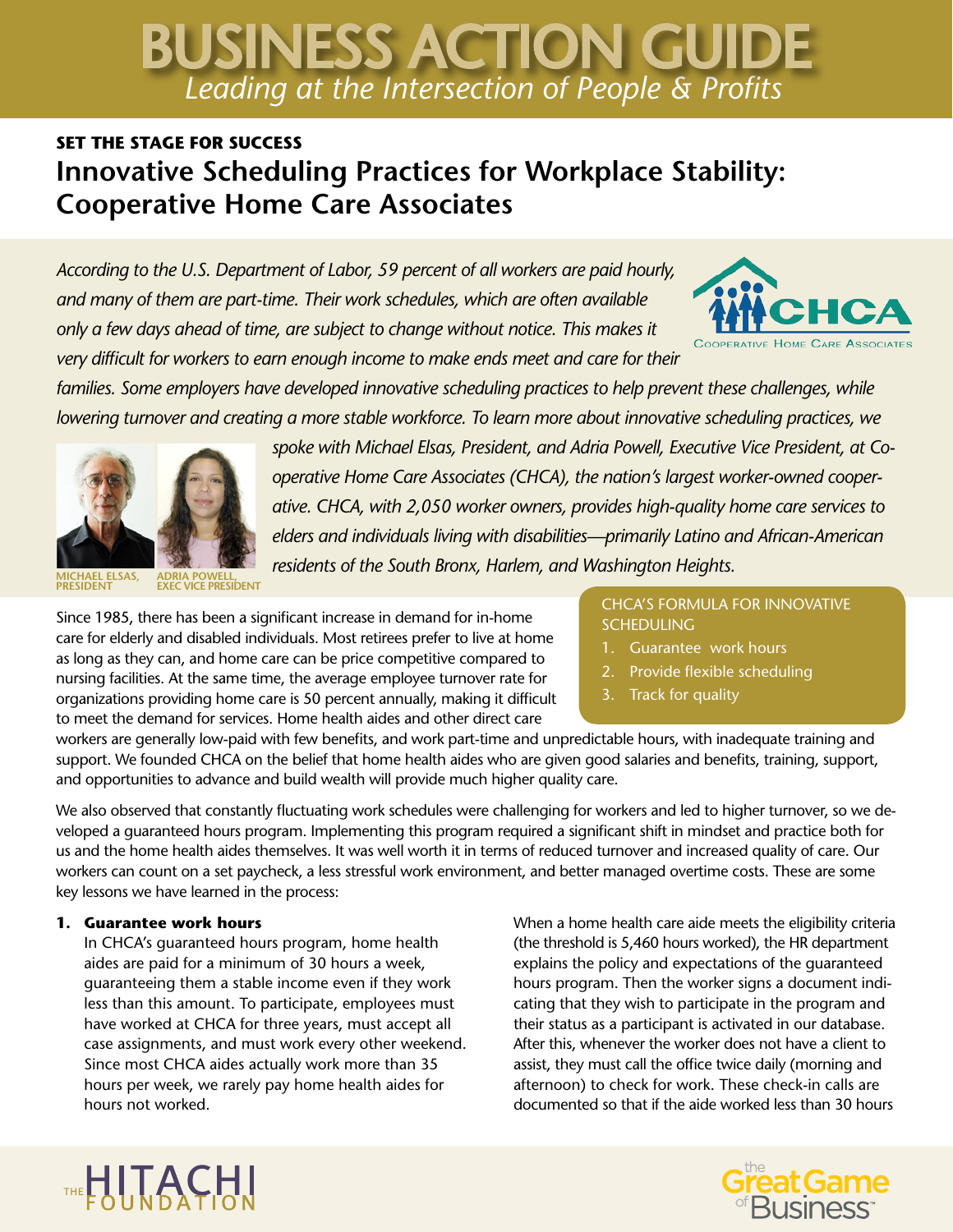# BUSINESS ACTION GUIDE

*Leading at the Intersection of People & Profits*

**SET THE STAGE FOR SUCCESS**

## Innovative Scheduling Practices for Workplace Stability: Cooperative Home Care Associates

*According to the U.S. Department of Labor, 59 percent of all workers are paid hourly, and many of them are part-time. Their work schedules, which are often available only a few days ahead of time, are subject to change without notice. This makes it very difficult for workers to earn enough income to make ends meet and care for their families. Some employers have developed innovative scheduling practices to help prevent these challenges, while lowering turnover and creating a more stable workforce. To learn more about innovative scheduling practices, we spoke with Michael Elsas, President, and Adria Powell, Executive Vice President, at Cooperative Home Care Associates (CHCA), the nation's largest worker-owned cooperative. CHCA, with 2,050 worker owners, provides high-quality home care services to elders and individuals living with disabilities—primarily Latino and African-American residents of the South Bronx, Harlem, and Washington Heights.*

MICHAEL ELSAS, PRESIDENT

ADRIA POWELL, EXEC VICE PRESIDENT

CHCA'S FORMULA FOR INNOVATIVE SCHEDULING

1. Guarantee work hours
2. Provide flexible scheduling
3. Track for quality

Since 1985, there has been a significant increase in demand for in-home care for elderly and disabled individuals. Most retirees prefer to live at home as long as they can, and home care can be price competitive compared to nursing facilities. At the same time, the average employee turnover rate for organizations providing home care is 50 percent annually, making it difficult to meet the demand for services. Home health aides and other direct care workers are generally low-paid with few benefits, and work part-time and unpredictable hours, with inadequate training and support. We founded CHCA on the belief that home health aides who are given good salaries and benefits, training, support, and opportunities to advance and build wealth will provide much higher quality care.

We also observed that constantly fluctuating work schedules were challenging for workers and led to higher turnover, so we developed a guaranteed hours program. Implementing this program required a significant shift in mindset and practice both for us and the home health aides themselves. It was well worth it in terms of reduced turnover and increased quality of care. Our workers can count on a set paycheck, a less stressful work environment, and better managed overtime costs. These are some key lessons we have learned in the process:

1. **Guarantee work hours**

   In CHCA's guaranteed hours program, home health aides are paid for a minimum of 30 hours a week, guaranteeing them a stable income even if they work less than this amount. To participate, employees must have worked at CHCA for three years, must accept all case assignments, and must work every other weekend. Since most CHCA aides actually work more than 35 hours per week, we rarely pay home health aides for hours not worked.

   When a home health care aide meets the eligibility criteria (the threshold is 5,460 hours worked), the HR department explains the policy and expectations of the guaranteed hours program. Then the worker signs a document indicating that they wish to participate in the program and their status as a participant is activated in our database. After this, whenever the worker does not have a client to assist, they must call the office twice daily (morning and afternoon) to check for work. These check-in calls are documented so that if the aide worked less than 30 hours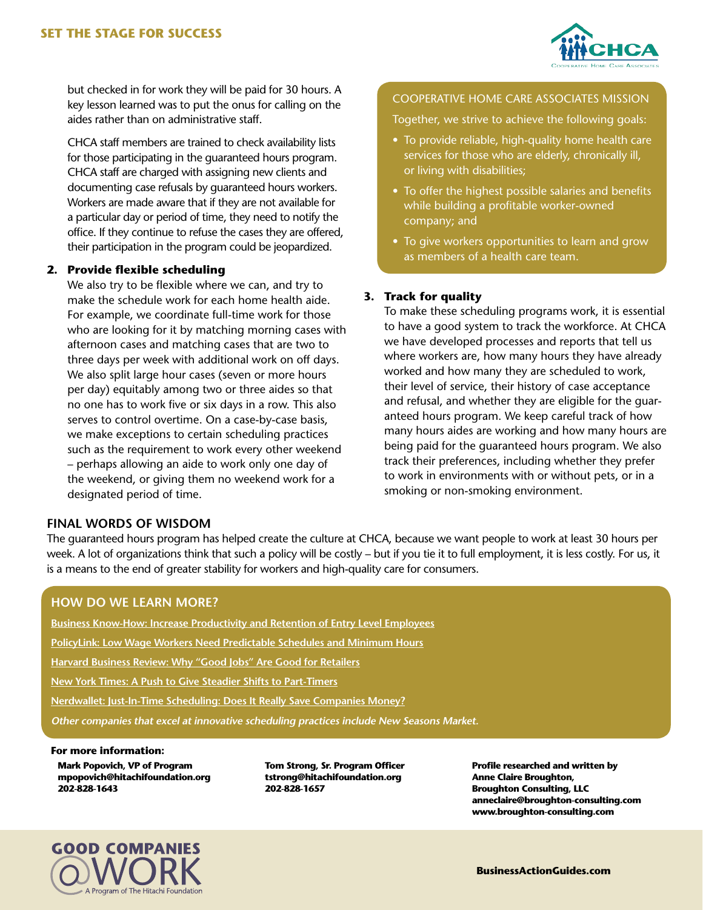but checked in for work they will be paid for 30 hours. A key lesson learned was to put the onus for calling on the aides rather than on administrative staff.

CHCA staff members are trained to check availability lists for those participating in the guaranteed hours program. CHCA staff are charged with assigning new clients and documenting case refusals by guaranteed hours workers. Workers are made aware that if they are not available for a particular day or period of time, they need to notify the office. If they continue to refuse the cases they are offered, their participation in the program could be jeopardized.

2. **Provide flexible scheduling**

   We also try to be flexible where we can, and try to make the schedule work for each home health aide. For example, we coordinate full-time work for those who are looking for it by matching morning cases with afternoon cases and matching cases that are two to three days per week with additional work on off days. We also split large hour cases (seven or more hours per day) equitably among two or three aides so that no one has to work five or six days in a row. This also serves to control overtime. On a case-by-case basis, we make exceptions to certain scheduling practices such as the requirement to work every other weekend – perhaps allowing an aide to work only one day of the weekend, or giving them no weekend work for a designated period of time.

> **COOPERATIVE HOME CARE ASSOCIATES MISSION**
>
> Together, we strive to achieve the following goals:
>
> - To provide reliable, high-quality home health care services for those who are elderly, chronically ill, or living with disabilities;
> - To offer the highest possible salaries and benefits while building a profitable worker-owned company; and
> - To give workers opportunities to learn and grow as members of a health care team.

3. **Track for quality**

   To make these scheduling programs work, it is essential to have a good system to track the workforce. At CHCA we have developed processes and reports that tell us where workers are, how many hours they have already worked and how many they are scheduled to work, their level of service, their history of case acceptance and refusal, and whether they are eligible for the guaranteed hours program. We keep careful track of how many hours aides are working and how many hours are being paid for the guaranteed hours program. We also track their preferences, including whether they prefer to work in environments with or without pets, or in a smoking or non-smoking environment.

## FINAL WORDS OF WISDOM

The guaranteed hours program has helped create the culture at CHCA, because we want people to work at least 30 hours per week. A lot of organizations think that such a policy will be costly – but if you tie it to full employment, it is less costly. For us, it is a means to the end of greater stability for workers and high-quality care for consumers.

## HOW DO WE LEARN MORE?

Business Know-How: Increase Productivity and Retention of Entry Level Employees

PolicyLink: Low Wage Workers Need Predictable Schedules and Minimum Hours

Harvard Business Review: Why "Good Jobs" Are Good for Retailers

New York Times: A Push to Give Steadier Shifts to Part-Timers

Nerdwallet: Just-In-Time Scheduling: Does It Really Save Companies Money?

*Other companies that excel at innovative scheduling practices include New Seasons Market.*

**For more information:**

**Mark Popovich, VP of Program**
**mpopovich@hitachifoundation.org**
**202-828-1643**

**Tom Strong, Sr. Program Officer**
**tstrong@hitachifoundation.org**
**202-828-1657**

**Profile researched and written by**
**Anne Claire Broughton,**
**Broughton Consulting, LLC**
**anneclaire@broughton-consulting.com**
**www.broughton-consulting.com**

GOOD COMPANIES @WORK
A Program of The Hitachi Foundation

**BusinessActionGuides.com**